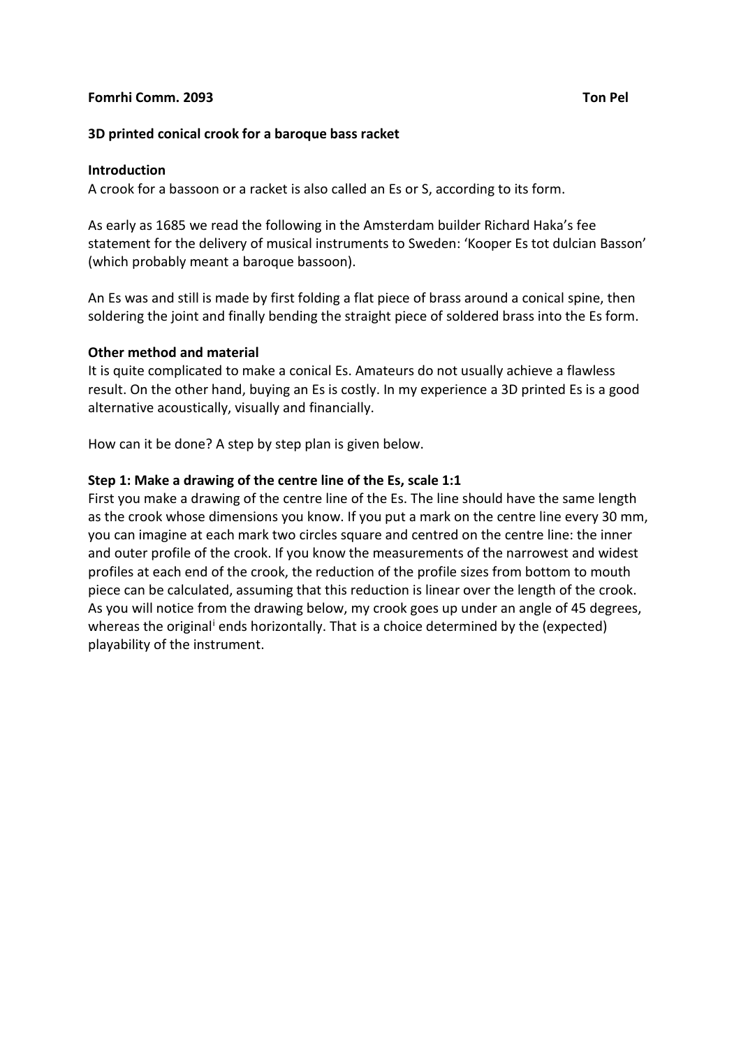**Fomrhi Comm. 2093** **Ton Pel**

**3D printed conical crook for a baroque bass racket**

**Introduction**

A crook for a bassoon or a racket is also called an Es or S, according to its form.

As early as 1685 we read the following in the Amsterdam builder Richard Haka's fee statement for the delivery of musical instruments to Sweden: 'Kooper Es tot dulcian Basson' (which probably meant a baroque bassoon).

An Es was and still is made by first folding a flat piece of brass around a conical spine, then soldering the joint and finally bending the straight piece of soldered brass into the Es form.

**Other method and material**

It is quite complicated to make a conical Es. Amateurs do not usually achieve a flawless result. On the other hand, buying an Es is costly. In my experience a 3D printed Es is a good alternative acoustically, visually and financially.

How can it be done? A step by step plan is given below.

**Step 1: Make a drawing of the centre line of the Es, scale 1:1**

First you make a drawing of the centre line of the Es. The line should have the same length as the crook whose dimensions you know. If you put a mark on the centre line every 30 mm, you can imagine at each mark two circles square and centred on the centre line: the inner and outer profile of the crook. If you know the measurements of the narrowest and widest profiles at each end of the crook, the reduction of the profile sizes from bottom to mouth piece can be calculated, assuming that this reduction is linear over the length of the crook. As you will notice from the drawing below, my crook goes up under an angle of 45 degrees, whereas the original[i] ends horizontally. That is a choice determined by the (expected) playability of the instrument.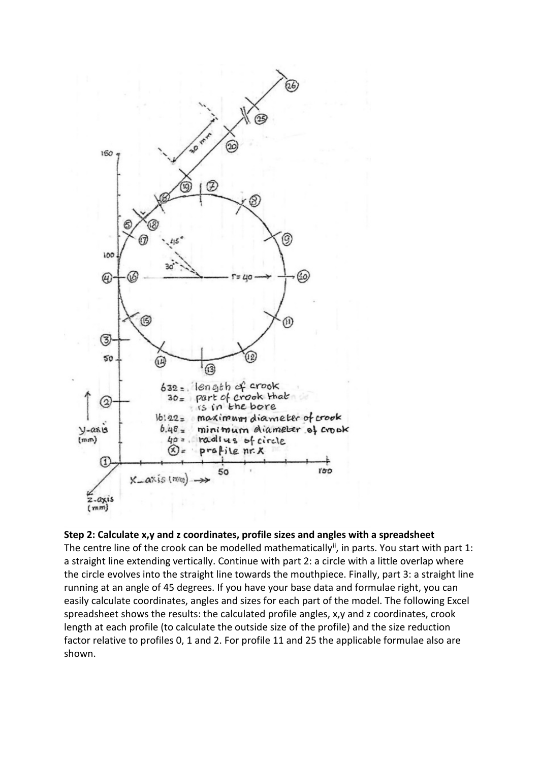632 = length of crook
30 = part of crook that is in the bore
16.22 = maximum diameter of crook
6.48 = minimum diameter of crook
40 = radius of circle
ⓧ = profile nr. X

**Step 2: Calculate x,y and z coordinates, profile sizes and angles with a spreadsheet**

The centre line of the crook can be modelled mathematically[ii], in parts. You start with part 1: a straight line extending vertically. Continue with part 2: a circle with a little overlap where the circle evolves into the straight line towards the mouthpiece. Finally, part 3: a straight line running at an angle of 45 degrees. If you have your base data and formulae right, you can easily calculate coordinates, angles and sizes for each part of the model. The following Excel spreadsheet shows the results: the calculated profile angles, x,y and z coordinates, crook length at each profile (to calculate the outside size of the profile) and the size reduction factor relative to profiles 0, 1 and 2. For profile 11 and 25 the applicable formulae also are shown.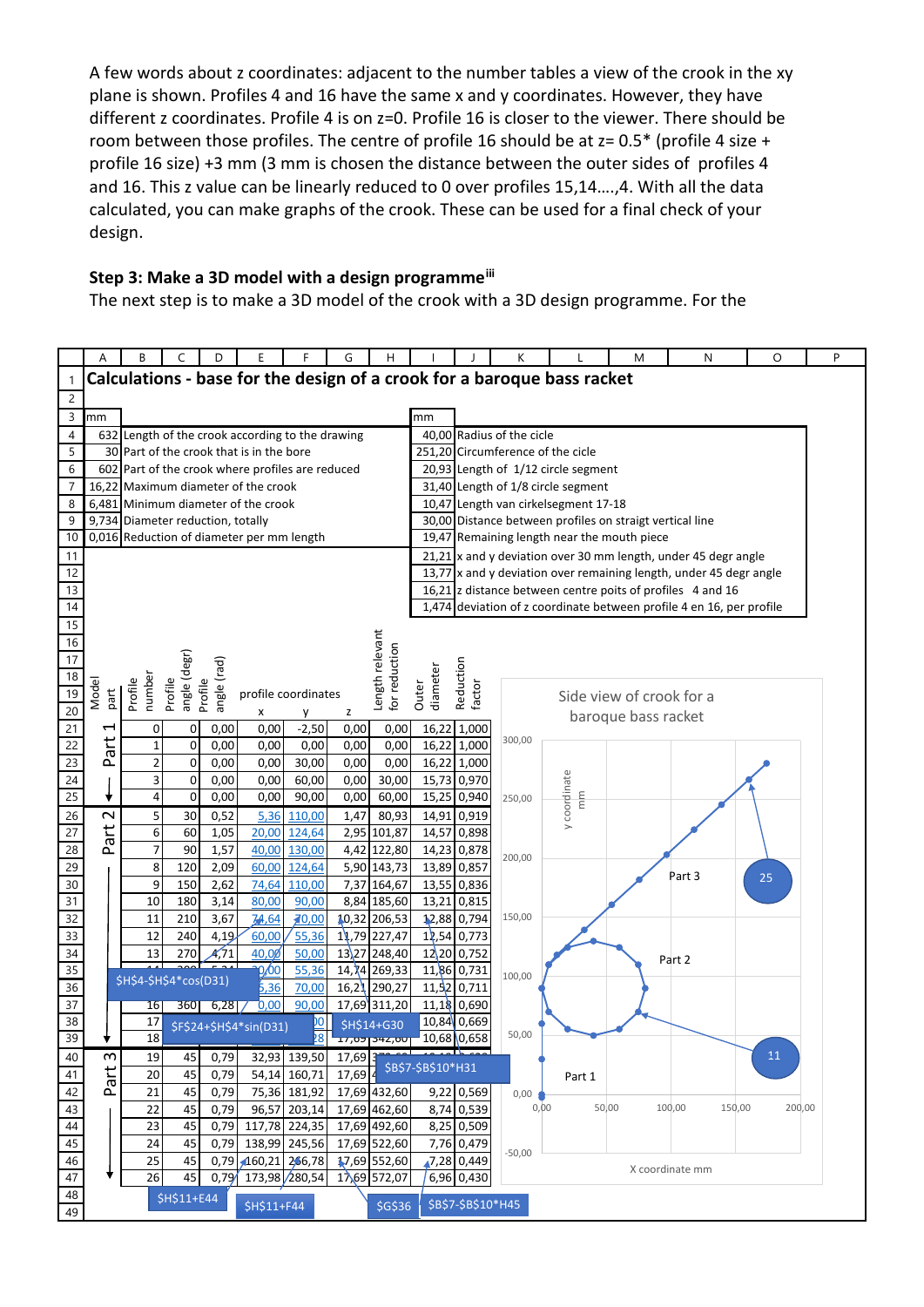A few words about z coordinates: adjacent to the number tables a view of the crook in the xy plane is shown. Profiles 4 and 16 have the same x and y coordinates. However, they have different z coordinates. Profile 4 is on z=0. Profile 16 is closer to the viewer. There should be room between those profiles. The centre of profile 16 should be at z= 0.5* (profile 4 size + profile 16 size) +3 mm (3 mm is chosen the distance between the outer sides of profiles 4 and 16. This z value can be linearly reduced to 0 over profiles 15,14….,4. With all the data calculated, you can make graphs of the crook. These can be used for a final check of your design.

### Step 3: Make a 3D model with a design programme[iii]

The next step is to make a 3D model of the crook with a design programme. For the

**Calculations - base for the design of a crook for a baroque bass racket**

| mm | | mm | |
|---|---|---|---|
| 632 | Length of the crook according to the drawing | 40,00 | Radius of the cicle |
| 30 | Part of the crook that is in the bore | 251,20 | Circumference of the cicle |
| 602 | Part of the crook where profiles are reduced | 20,93 | Length of 1/12 circle segment |
| 16,22 | Maximum diameter of the crook | 31,40 | Length of 1/8 circle segment |
| 6,481 | Minimum diameter of the crook | 10,47 | Length van cirkelsegment 17-18 |
| 9,734 | Diameter reduction, totally | 30,00 | Distance between profiles on straigt vertical line |
| 0,016 | Reduction of diameter per mm length | 19,47 | Remaining length near the mouth piece |
| | | 21,21 | x and y deviation over 30 mm length, under 45 degr angle |
| | | 13,77 | x and y deviation over remaining length, under 45 degr angle |
| | | 16,21 | z distance between centre poits of profiles 4 and 16 |
| | | 1,474 | deviation of z coordinate between profile 4 en 16, per profile |

| Model part | Profile number | Profile angle (degr) | Profile angle (rad) | x | y | z | Length relevant for reduction | Outer diameter | Reduction factor |
|---|---|---|---|---|---|---|---|---|---|
| Part 1 | 0 | 0 | 0,00 | 0,00 | -2,50 | 0,00 | 0,00 | 16,22 | 1,000 |
| | 1 | 0 | 0,00 | 0,00 | 0,00 | 0,00 | 0,00 | 16,22 | 1,000 |
| | 2 | 0 | 0,00 | 0,00 | 30,00 | 0,00 | 0,00 | 16,22 | 1,000 |
| | 3 | 0 | 0,00 | 0,00 | 60,00 | 0,00 | 30,00 | 15,73 | 0,970 |
| | 4 | 0 | 0,00 | 0,00 | 90,00 | 0,00 | 60,00 | 15,25 | 0,940 |
| Part 2 | 5 | 30 | 0,52 | 5,36 | 110,00 | 1,47 | 80,93 | 14,91 | 0,919 |
| | 6 | 60 | 1,05 | 20,00 | 124,64 | 2,95 | 101,87 | 14,57 | 0,898 |
| | 7 | 90 | 1,57 | 40,00 | 130,00 | 4,42 | 122,80 | 14,23 | 0,878 |
| | 8 | 120 | 2,09 | 60,00 | 124,64 | 5,90 | 143,73 | 13,89 | 0,857 |
| | 9 | 150 | 2,62 | 74,64 | 110,00 | 7,37 | 164,67 | 13,55 | 0,836 |
| | 10 | 180 | 3,14 | 80,00 | 90,00 | 8,84 | 185,60 | 13,21 | 0,815 |
| | 11 | 210 | 3,67 | 74,64 | 70,00 | 10,32 | 206,53 | 12,88 | 0,794 |
| | 12 | 240 | 4,19 | 60,00 | 55,36 | 11,79 | 227,47 | 12,54 | 0,773 |
| | 13 | 270 | 4,71 | 40,00 | 50,00 | 13,27 | 248,40 | 12,20 | 0,752 |
| | 14 | 300 | 5,24 | 20,00 | 55,36 | 14,74 | 269,33 | 11,86 | 0,731 |
| | 15 | 330 | 5,76 | 5,36 | 70,00 | 16,21 | 290,27 | 11,52 | 0,711 |
| | 16 | 360 | 6,28 | 0,00 | 90,00 | 17,69 | 311,20 | 11,18 | 0,690 |
| | 17 | | | | | | | 10,84 | 0,669 |
| | 18 | | | | | 17,69 | 342,00 | 10,68 | 0,658 |
| Part 3 | 19 | 45 | 0,79 | 32,93 | 139,50 | 17,69 | | | |
| | 20 | 45 | 0,79 | 54,14 | 160,71 | 17,69 | | | |
| | 21 | 45 | 0,79 | 75,36 | 181,92 | 17,69 | 432,60 | 9,22 | 0,569 |
| | 22 | 45 | 0,79 | 96,57 | 203,14 | 17,69 | 462,60 | 8,74 | 0,539 |
| | 23 | 45 | 0,79 | 117,78 | 224,35 | 17,69 | 492,60 | 8,25 | 0,509 |
| | 24 | 45 | 0,79 | 138,99 | 245,56 | 17,69 | 522,60 | 7,76 | 0,479 |
| | 25 | 45 | 0,79 | 160,21 | 266,78 | 17,69 | 552,60 | 7,28 | 0,449 |
| | 26 | 45 | 0,79 | 173,98 | 280,54 | 17,69 | 572,07 | 6,96 | 0,430 |

Formula callouts: $H$4-$H$4*cos(D31); $F$24+$H$4*sin(D31); $H$14+G30; $B$7-$B$10*H31; $H$11+E44; $H$11+F44; $G$36; $B$7-$B$10*H45

Side view of crook for a baroque bass racket (X coordinate mm; y coordinate mm; Part 1, Part 2, Part 3; 11; 25)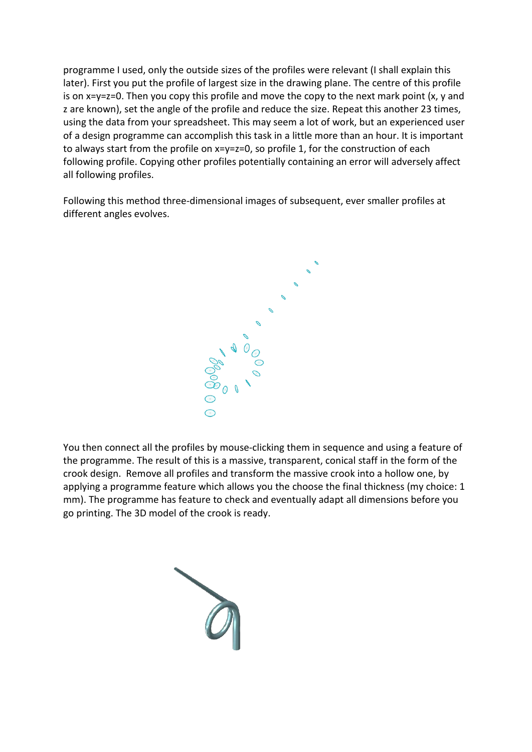programme I used, only the outside sizes of the profiles were relevant (I shall explain this later). First you put the profile of largest size in the drawing plane. The centre of this profile is on x=y=z=0. Then you copy this profile and move the copy to the next mark point (x, y and z are known), set the angle of the profile and reduce the size. Repeat this another 23 times, using the data from your spreadsheet. This may seem a lot of work, but an experienced user of a design programme can accomplish this task in a little more than an hour. It is important to always start from the profile on x=y=z=0, so profile 1, for the construction of each following profile. Copying other profiles potentially containing an error will adversely affect all following profiles.

Following this method three-dimensional images of subsequent, ever smaller profiles at different angles evolves.

You then connect all the profiles by mouse-clicking them in sequence and using a feature of the programme. The result of this is a massive, transparent, conical staff in the form of the crook design. Remove all profiles and transform the massive crook into a hollow one, by applying a programme feature which allows you the choose the final thickness (my choice: 1 mm). The programme has feature to check and eventually adapt all dimensions before you go printing. The 3D model of the crook is ready.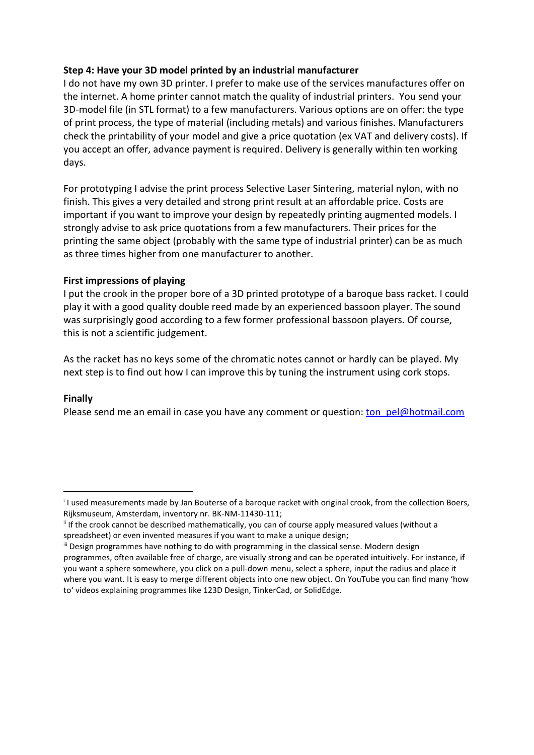**Step 4: Have your 3D model printed by an industrial manufacturer**

I do not have my own 3D printer. I prefer to make use of the services manufactures offer on the internet. A home printer cannot match the quality of industrial printers. You send your 3D-model file (in STL format) to a few manufacturers. Various options are on offer: the type of print process, the type of material (including metals) and various finishes. Manufacturers check the printability of your model and give a price quotation (ex VAT and delivery costs). If you accept an offer, advance payment is required. Delivery is generally within ten working days.

For prototyping I advise the print process Selective Laser Sintering, material nylon, with no finish. This gives a very detailed and strong print result at an affordable price. Costs are important if you want to improve your design by repeatedly printing augmented models. I strongly advise to ask price quotations from a few manufacturers. Their prices for the printing the same object (probably with the same type of industrial printer) can be as much as three times higher from one manufacturer to another.

**First impressions of playing**

I put the crook in the proper bore of a 3D printed prototype of a baroque bass racket. I could play it with a good quality double reed made by an experienced bassoon player. The sound was surprisingly good according to a few former professional bassoon players. Of course, this is not a scientific judgement.

As the racket has no keys some of the chromatic notes cannot or hardly can be played. My next step is to find out how I can improve this by tuning the instrument using cork stops.

**Finally**

Please send me an email in case you have any comment or question: ton_pel@hotmail.com

---

[i] I used measurements made by Jan Bouterse of a baroque racket with original crook, from the collection Boers, Rijksmuseum, Amsterdam, inventory nr. BK-NM-11430-111;

[ii] If the crook cannot be described mathematically, you can of course apply measured values (without a spreadsheet) or even invented measures if you want to make a unique design;

[iii] Design programmes have nothing to do with programming in the classical sense. Modern design programmes, often available free of charge, are visually strong and can be operated intuitively. For instance, if you want a sphere somewhere, you click on a pull-down menu, select a sphere, input the radius and place it where you want. It is easy to merge different objects into one new object. On YouTube you can find many 'how to' videos explaining programmes like 123D Design, TinkerCad, or SolidEdge.